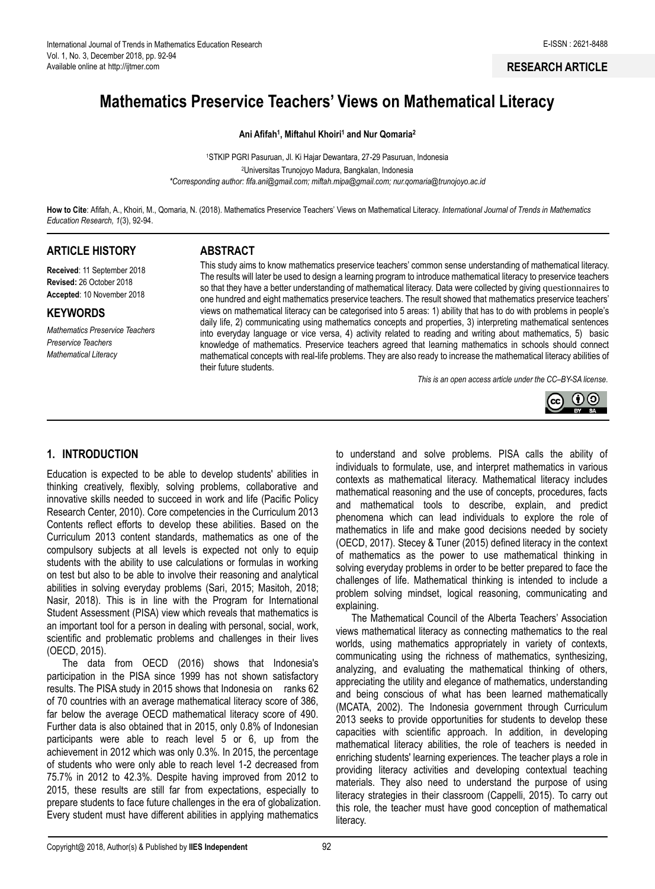RESEARCH ARTICLE

# Mathematics Preservice Teachers' Views on Mathematical Literacy

**Ani Afifah[1], Miftahul Khoiri[1] and Nur Qomaria[2]**

[1]STKIP PGRI Pasuruan, Jl. Ki Hajar Dewantara, 27-29 Pasuruan, Indonesia
[2]Universitas Trunojoyo Madura, Bangkalan, Indonesia
*Corresponding author: fifa.ani@gmail.com; miftah.mipa@gmail.com; nur.qomaria@trunojoyo.ac.id*

**How to Cite**: Afifah, A., Khoiri, M., Qomaria, N. (2018). Mathematics Preservice Teachers' Views on Mathematical Literacy. *International Journal of Trends in Mathematics Education Research, 1*(3), 92-94.

## ARTICLE HISTORY

**Received**: 11 September 2018
**Revised:** 26 October 2018
**Accepted**: 10 November 2018

## KEYWORDS

*Mathematics Preservice Teachers*
*Preservice Teachers*
*Mathematical Literacy*

## ABSTRACT

This study aims to know mathematics preservice teachers' common sense understanding of mathematical literacy. The results will later be used to design a learning program to introduce mathematical literacy to preservice teachers so that they have a better understanding of mathematical literacy. Data were collected by giving questionnaires to one hundred and eight mathematics preservice teachers. The result showed that mathematics preservice teachers' views on mathematical literacy can be categorised into 5 areas: 1) ability that has to do with problems in people's daily life, 2) communicating using mathematics concepts and properties, 3) interpreting mathematical sentences into everyday language or vice versa, 4) activity related to reading and writing about mathematics, 5) basic knowledge of mathematics. Preservice teachers agreed that learning mathematics in schools should connect mathematical concepts with real-life problems. They are also ready to increase the mathematical literacy abilities of their future students.

*This is an open access article under the CC–BY-SA license.*

## 1. INTRODUCTION

Education is expected to be able to develop students' abilities in thinking creatively, flexibly, solving problems, collaborative and innovative skills needed to succeed in work and life (Pacific Policy Research Center, 2010). Core competencies in the Curriculum 2013 Contents reflect efforts to develop these abilities. Based on the Curriculum 2013 content standards, mathematics as one of the compulsory subjects at all levels is expected not only to equip students with the ability to use calculations or formulas in working on test but also to be able to involve their reasoning and analytical abilities in solving everyday problems (Sari, 2015; Masitoh, 2018; Nasir, 2018). This is in line with the Program for International Student Assessment (PISA) view which reveals that mathematics is an important tool for a person in dealing with personal, social, work, scientific and problematic problems and challenges in their lives (OECD, 2015).

The data from OECD (2016) shows that Indonesia's participation in the PISA since 1999 has not shown satisfactory results. The PISA study in 2015 shows that Indonesia on ranks 62 of 70 countries with an average mathematical literacy score of 386, far below the average OECD mathematical literacy score of 490. Further data is also obtained that in 2015, only 0.8% of Indonesian participants were able to reach level 5 or 6, up from the achievement in 2012 which was only 0.3%. In 2015, the percentage of students who were only able to reach level 1-2 decreased from 75.7% in 2012 to 42.3%. Despite having improved from 2012 to 2015, these results are still far from expectations, especially to prepare students to face future challenges in the era of globalization. Every student must have different abilities in applying mathematics to understand and solve problems. PISA calls the ability of individuals to formulate, use, and interpret mathematics in various contexts as mathematical literacy. Mathematical literacy includes mathematical reasoning and the use of concepts, procedures, facts and mathematical tools to describe, explain, and predict phenomena which can lead individuals to explore the role of mathematics in life and make good decisions needed by society (OECD, 2017). Stecey & Tuner (2015) defined literacy in the context of mathematics as the power to use mathematical thinking in solving everyday problems in order to be better prepared to face the challenges of life. Mathematical thinking is intended to include a problem solving mindset, logical reasoning, communicating and explaining.

The Mathematical Council of the Alberta Teachers' Association views mathematical literacy as connecting mathematics to the real worlds, using mathematics appropriately in variety of contexts, communicating using the richness of mathematics, synthesizing, analyzing, and evaluating the mathematical thinking of others, appreciating the utility and elegance of mathematics, understanding and being conscious of what has been learned mathematically (MCATA, 2002). The Indonesia government through Curriculum 2013 seeks to provide opportunities for students to develop these capacities with scientific approach. In addition, in developing mathematical literacy abilities, the role of teachers is needed in enriching students' learning experiences. The teacher plays a role in providing literacy activities and developing contextual teaching materials. They also need to understand the purpose of using literacy strategies in their classroom (Cappelli, 2015). To carry out this role, the teacher must have good conception of mathematical literacy.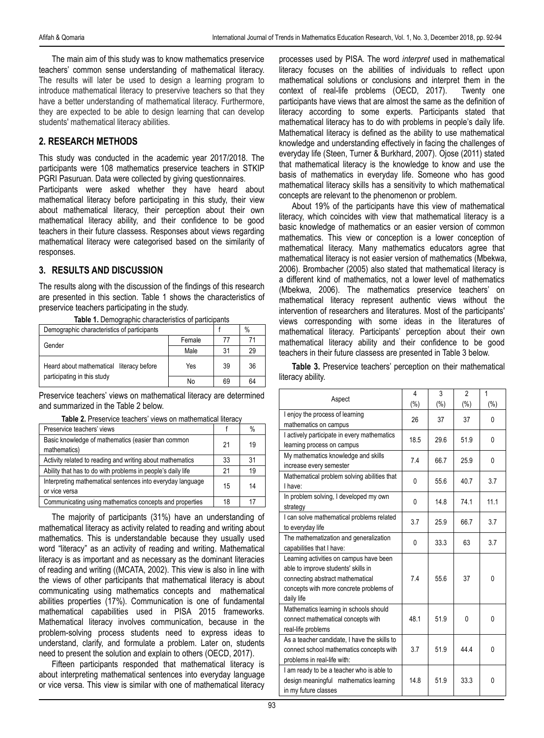The main aim of this study was to know mathematics preservice teachers' common sense understanding of mathematical literacy. The results will later be used to design a learning program to introduce mathematical literacy to preservive teachers so that they have a better understanding of mathematical literacy. Furthermore, they are expected to be able to design learning that can develop students' mathematical literacy abilities.

## 2. RESEARCH METHODS

This study was conducted in the academic year 2017/2018. The participants were 108 mathematics preservice teachers in STKIP PGRI Pasuruan. Data were collected by giving questionnaires.

Participants were asked whether they have heard about mathematical literacy before participating in this study, their view about mathematical literacy, their perception about their own mathematical literacy ability, and their confidence to be good teachers in their future classess. Responses about views regarding mathematical literacy were categorised based on the similarity of responses.

## 3. RESULTS AND DISCUSSION

The results along with the discussion of the findings of this research are presented in this section. Table 1 shows the characteristics of preservice teachers participating in the study.

**Table 1.** Demographic characteristics of participants

| Demographic characteristics of participants | | f | % |
|---|---|---|---|
| Gender | Female | 77 | 71 |
| | Male | 31 | 29 |
| Heard about mathematical literacy before participating in this study | Yes | 39 | 36 |
| | No | 69 | 64 |

Preservice teachers' views on mathematical literacy are determined and summarized in the Table 2 below.

**Table 2.** Preservice teachers' views on mathematical literacy

| Preservice teachers' views | f | % |
|---|---|---|
| Basic knowledge of mathematics (easier than common mathematics) | 21 | 19 |
| Activity related to reading and writing about mathematics | 33 | 31 |
| Ability that has to do with problems in people's daily life | 21 | 19 |
| Interpreting mathematical sentences into everyday language or vice versa | 15 | 14 |
| Communicating using mathematics concepts and properties | 18 | 17 |

The majority of participants (31%) have an understanding of mathematical literacy as activity related to reading and writing about mathematics. This is understandable because they usually used word "literacy" as an activity of reading and writing. Mathematical literacy is as important and as necessary as the dominant literacies of reading and writing ((MCATA, 2002). This view is also in line with the views of other participants that mathematical literacy is about communicating using mathematics concepts and mathematical abilities properties (17%). Communication is one of fundamental mathematical capabilities used in PISA 2015 frameworks. Mathematical literacy involves communication, because in the problem-solving process students need to express ideas to understand, clarify, and formulate a problem. Later on, students need to present the solution and explain to others (OECD, 2017).

Fifteen participants responded that mathematical literacy is about interpreting mathematical sentences into everyday language or vice versa. This view is similar with one of mathematical literacy processes used by PISA. The word *interpret* used in mathematical literacy focuses on the abilities of individuals to reflect upon mathematical solutions or conclusions and interpret them in the context of real-life problems (OECD, 2017). Twenty one participants have views that are almost the same as the definition of literacy according to some experts. Participants stated that mathematical literacy has to do with problems in people's daily life. Mathematical literacy is defined as the ability to use mathematical knowledge and understanding effectively in facing the challenges of everyday life (Steen, Turner & Burkhard, 2007). Ojose (2011) stated that mathematical literacy is the knowledge to know and use the basis of mathematics in everyday life. Someone who has good mathematical literacy skills has a sensitivity to which mathematical concepts are relevant to the phenomenon or problem.

About 19% of the participants have this view of mathematical literacy, which coincides with view that mathematical literacy is a basic knowledge of mathematics or an easier version of common mathematics. This view or conception is a lower conception of mathematical literacy. Many mathematics educators agree that mathematical literacy is not easier version of mathematics (Mbekwa, 2006). Brombacher (2005) also stated that mathematical literacy is a different kind of mathematics, not a lower level of mathematics (Mbekwa, 2006). The mathematics preservice teachers' on mathematical literacy represent authentic views without the intervention of researchers and literatures. Most of the participants' views corresponding with some ideas in the literatures of mathematical literacy. Participants' perception about their own mathematical literacy ability and their confidence to be good teachers in their future classess are presented in Table 3 below.

**Table 3.** Preservice teachers' perception on their mathematical literacy ability.

| Aspect | 4 (%) | 3 (%) | 2 (%) | 1 (%) |
|---|---|---|---|---|
| I enjoy the process of learning mathematics on campus | 26 | 37 | 37 | 0 |
| I actively participate in every mathematics learning process on campus | 18.5 | 29.6 | 51.9 | 0 |
| My mathematics knowledge and skills increase every semester | 7.4 | 66.7 | 25.9 | 0 |
| Mathematical problem solving abilities that I have: | 0 | 55.6 | 40.7 | 3.7 |
| In problem solving, I developed my own strategy | 0 | 14.8 | 74.1 | 11.1 |
| I can solve mathematical problems related to everyday life | 3.7 | 25.9 | 66.7 | 3.7 |
| The mathematization and generalization capabilities that I have: | 0 | 33.3 | 63 | 3.7 |
| Learning activities on campus have been able to improve students' skills in connecting abstract mathematical concepts with more concrete problems of daily life | 7.4 | 55.6 | 37 | 0 |
| Mathematics learning in schools should connect mathematical concepts with real-life problems | 48.1 | 51.9 | 0 | 0 |
| As a teacher candidate, I have the skills to connect school mathematics concepts with problems in real-life with: | 3.7 | 51.9 | 44.4 | 0 |
| I am ready to be a teacher who is able to design meaningful mathematics learning in my future classes | 14.8 | 51.9 | 33.3 | 0 |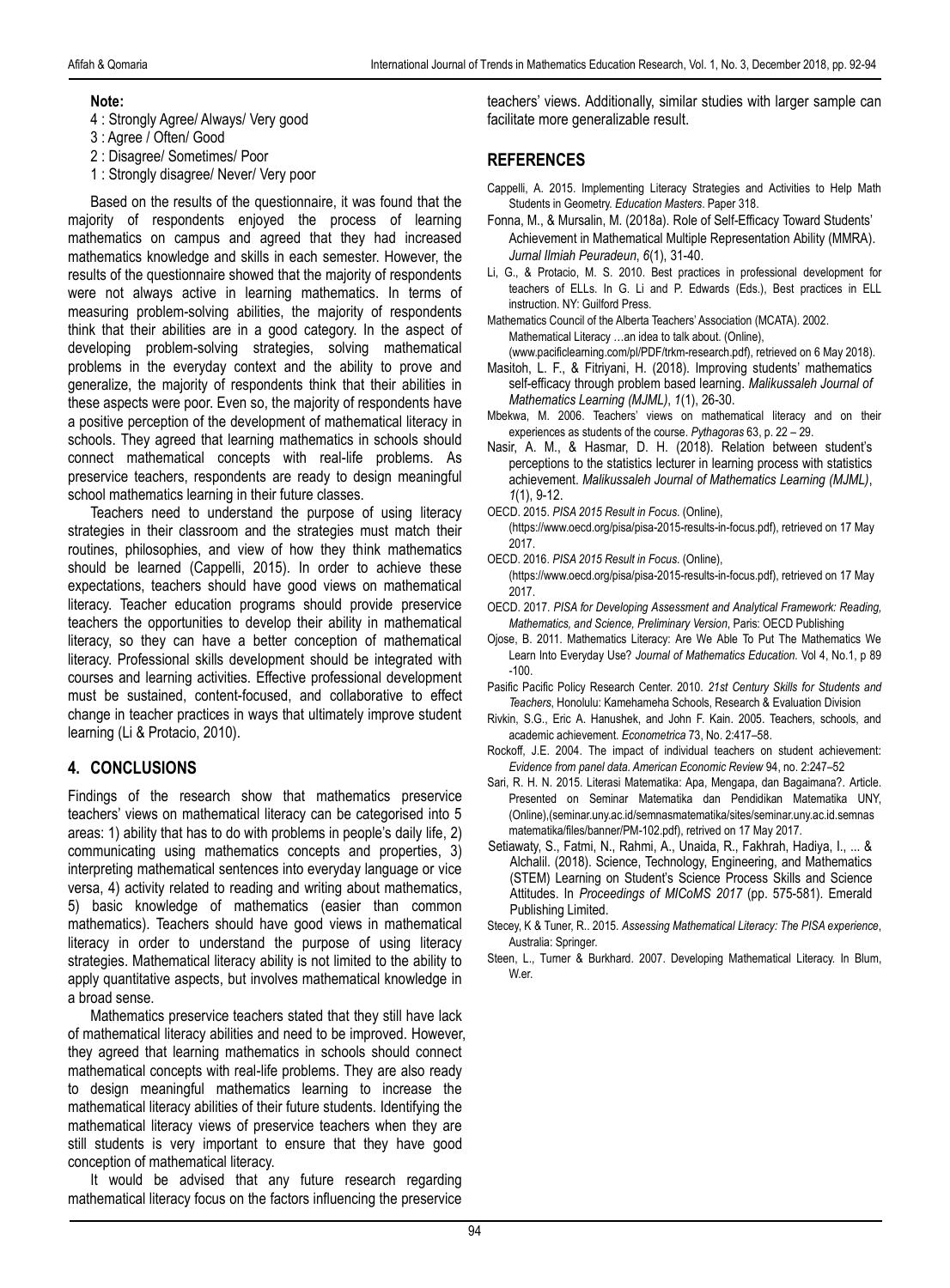**Note:**

4 : Strongly Agree/ Always/ Very good
3 : Agree / Often/ Good
2 : Disagree/ Sometimes/ Poor
1 : Strongly disagree/ Never/ Very poor

Based on the results of the questionnaire, it was found that the majority of respondents enjoyed the process of learning mathematics on campus and agreed that they had increased mathematics knowledge and skills in each semester. However, the results of the questionnaire showed that the majority of respondents were not always active in learning mathematics. In terms of measuring problem-solving abilities, the majority of respondents think that their abilities are in a good category. In the aspect of developing problem-solving strategies, solving mathematical problems in the everyday context and the ability to prove and generalize, the majority of respondents think that their abilities in these aspects were poor. Even so, the majority of respondents have a positive perception of the development of mathematical literacy in schools. They agreed that learning mathematics in schools should connect mathematical concepts with real-life problems. As preservice teachers, respondents are ready to design meaningful school mathematics learning in their future classes.

Teachers need to understand the purpose of using literacy strategies in their classroom and the strategies must match their routines, philosophies, and view of how they think mathematics should be learned (Cappelli, 2015). In order to achieve these expectations, teachers should have good views on mathematical literacy. Teacher education programs should provide preservice teachers the opportunities to develop their ability in mathematical literacy, so they can have a better conception of mathematical literacy. Professional skills development should be integrated with courses and learning activities. Effective professional development must be sustained, content-focused, and collaborative to effect change in teacher practices in ways that ultimately improve student learning (Li & Protacio, 2010).

## 4. CONCLUSIONS

Findings of the research show that mathematics preservice teachers' views on mathematical literacy can be categorised into 5 areas: 1) ability that has to do with problems in people's daily life, 2) communicating using mathematics concepts and properties, 3) interpreting mathematical sentences into everyday language or vice versa, 4) activity related to reading and writing about mathematics, 5) basic knowledge of mathematics (easier than common mathematics). Teachers should have good views in mathematical literacy in order to understand the purpose of using literacy strategies. Mathematical literacy ability is not limited to the ability to apply quantitative aspects, but involves mathematical knowledge in a broad sense.

Mathematics preservice teachers stated that they still have lack of mathematical literacy abilities and need to be improved. However, they agreed that learning mathematics in schools should connect mathematical concepts with real-life problems. They are also ready to design meaningful mathematics learning to increase the mathematical literacy abilities of their future students. Identifying the mathematical literacy views of preservice teachers when they are still students is very important to ensure that they have good conception of mathematical literacy.

It would be advised that any future research regarding mathematical literacy focus on the factors influencing the preservice teachers' views. Additionally, similar studies with larger sample can facilitate more generalizable result.

## REFERENCES

Cappelli, A. 2015. Implementing Literacy Strategies and Activities to Help Math Students in Geometry. *Education Masters*. Paper 318.

Fonna, M., & Mursalin, M. (2018a). Role of Self-Efficacy Toward Students' Achievement in Mathematical Multiple Representation Ability (MMRA). *Jurnal Ilmiah Peuradeun*, *6*(1), 31-40.

Li, G., & Protacio, M. S. 2010. Best practices in professional development for teachers of ELLs. In G. Li and P. Edwards (Eds.), Best practices in ELL instruction. NY: Guilford Press.

Mathematics Council of the Alberta Teachers' Association (MCATA). 2002. Mathematical Literacy …an idea to talk about. (Online), (www.pacificlearning.com/pl/PDF/trkm-research.pdf), retrieved on 6 May 2018).

Masitoh, L. F., & Fitriyani, H. (2018). Improving students' mathematics self-efficacy through problem based learning. *Malikussaleh Journal of Mathematics Learning (MJML)*, *1*(1), 26-30.

Mbekwa, M. 2006. Teachers' views on mathematical literacy and on their experiences as students of the course. *Pythagoras* 63, p. 22 – 29.

Nasir, A. M., & Hasmar, D. H. (2018). Relation between student's perceptions to the statistics lecturer in learning process with statistics achievement. *Malikussaleh Journal of Mathematics Learning (MJML)*, *1*(1), 9-12.

OECD. 2015. *PISA 2015 Result in Focus*. (Online), (https://www.oecd.org/pisa/pisa-2015-results-in-focus.pdf), retrieved on 17 May 2017.

OECD. 2016. *PISA 2015 Result in Focus*. (Online), (https://www.oecd.org/pisa/pisa-2015-results-in-focus.pdf), retrieved on 17 May 2017.

OECD. 2017. *PISA for Developing Assessment and Analytical Framework: Reading, Mathematics, and Science, Preliminary Version*, Paris: OECD Publishing

Ojose, B. 2011. Mathematics Literacy: Are We Able To Put The Mathematics We Learn Into Everyday Use? *Journal of Mathematics Education.* Vol 4, No.1, p 89 -100.

Pasific Pacific Policy Research Center. 2010. *21st Century Skills for Students and Teachers*, Honolulu: Kamehameha Schools, Research & Evaluation Division

Rivkin, S.G., Eric A. Hanushek, and John F. Kain. 2005. Teachers, schools, and academic achievement. *Econometrica* 73, No. 2:417–58.

Rockoff, J.E. 2004. The impact of individual teachers on student achievement: *Evidence from panel data. American Economic Review* 94, no. 2:247–52

Sari, R. H. N. 2015. Literasi Matematika: Apa, Mengapa, dan Bagaimana?. Article. Presented on Seminar Matematika dan Pendidikan Matematika UNY, (Online),(seminar.uny.ac.id/semnasmatematika/sites/seminar.uny.ac.id.semnasmatematika/files/banner/PM-102.pdf), retrived on 17 May 2017.

Setiawaty, S., Fatmi, N., Rahmi, A., Unaida, R., Fakhrah, Hadiya, I., ... & Alchalil. (2018). Science, Technology, Engineering, and Mathematics (STEM) Learning on Student's Science Process Skills and Science Attitudes. In *Proceedings of MICoMS 2017* (pp. 575-581). Emerald Publishing Limited.

Stecey, K & Tuner, R.. 2015. *Assessing Mathematical Literacy: The PISA experience*, Australia: Springer.

Steen, L., Turner & Burkhard. 2007. Developing Mathematical Literacy. In Blum, W.er.